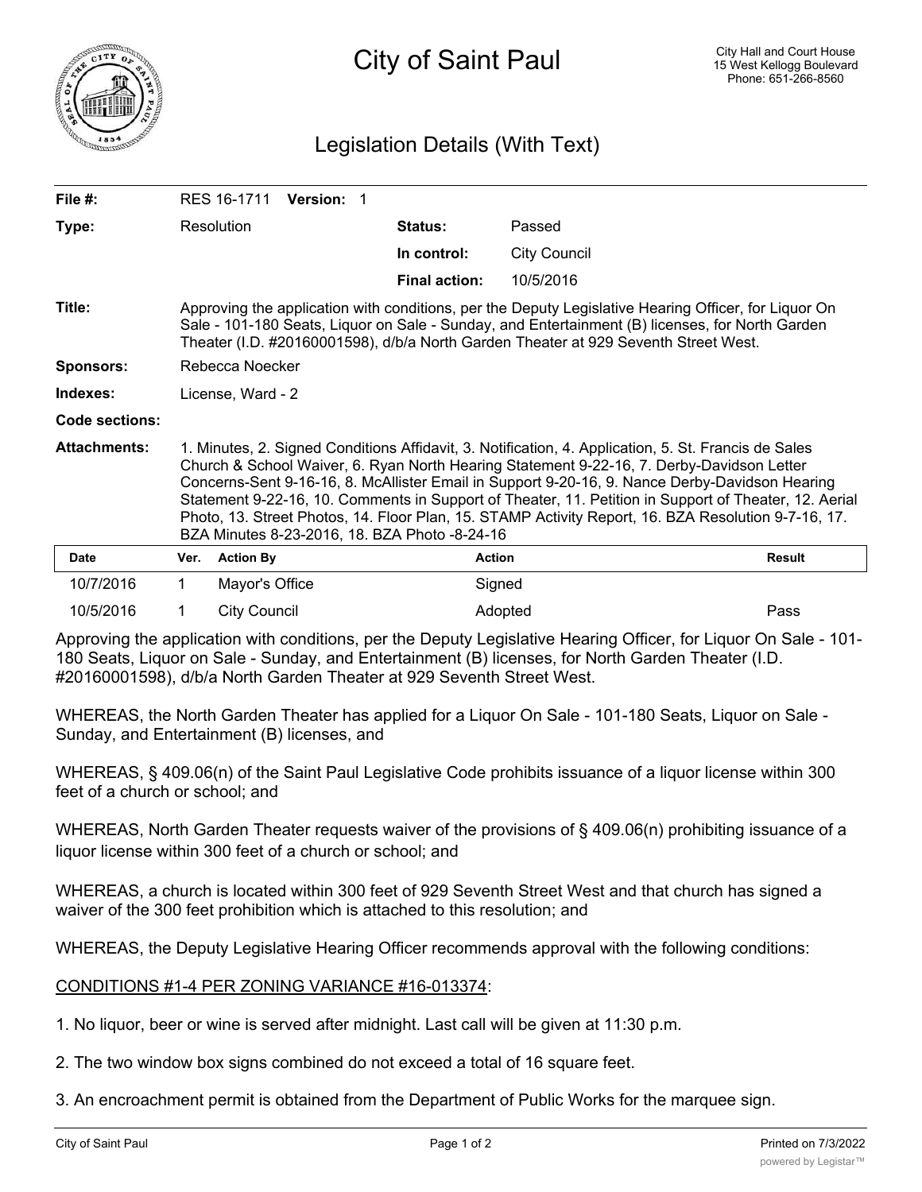# City of Saint Paul

City Hall and Court House
15 West Kellogg Boulevard
Phone: 651-266-8560

## Legislation Details (With Text)

| | | | |
|---|---|---|---|
| **File #:** | RES 16-1711 **Version:** 1 | | |
| **Type:** | Resolution | **Status:** | Passed |
| | | **In control:** | City Council |
| | | **Final action:** | 10/5/2016 |

**Title:** Approving the application with conditions, per the Deputy Legislative Hearing Officer, for Liquor On Sale - 101-180 Seats, Liquor on Sale - Sunday, and Entertainment (B) licenses, for North Garden Theater (I.D. #20160001598), d/b/a North Garden Theater at 929 Seventh Street West.

**Sponsors:** Rebecca Noecker

**Indexes:** License, Ward - 2

**Code sections:**

**Attachments:** 1. Minutes, 2. Signed Conditions Affidavit, 3. Notification, 4. Application, 5. St. Francis de Sales Church & School Waiver, 6. Ryan North Hearing Statement 9-22-16, 7. Derby-Davidson Letter Concerns-Sent 9-16-16, 8. McAllister Email in Support 9-20-16, 9. Nance Derby-Davidson Hearing Statement 9-22-16, 10. Comments in Support of Theater, 11. Petition in Support of Theater, 12. Aerial Photo, 13. Street Photos, 14. Floor Plan, 15. STAMP Activity Report, 16. BZA Resolution 9-7-16, 17. BZA Minutes 8-23-2016, 18. BZA Photo -8-24-16

| Date | Ver. | Action By | Action | Result |
|---|---|---|---|---|
| 10/7/2016 | 1 | Mayor's Office | Signed | |
| 10/5/2016 | 1 | City Council | Adopted | Pass |

Approving the application with conditions, per the Deputy Legislative Hearing Officer, for Liquor On Sale - 101-180 Seats, Liquor on Sale - Sunday, and Entertainment (B) licenses, for North Garden Theater (I.D. #20160001598), d/b/a North Garden Theater at 929 Seventh Street West.

WHEREAS, the North Garden Theater has applied for a Liquor On Sale - 101-180 Seats, Liquor on Sale - Sunday, and Entertainment (B) licenses, and

WHEREAS, § 409.06(n) of the Saint Paul Legislative Code prohibits issuance of a liquor license within 300 feet of a church or school; and

WHEREAS, North Garden Theater requests waiver of the provisions of § 409.06(n) prohibiting issuance of a liquor license within 300 feet of a church or school; and

WHEREAS, a church is located within 300 feet of 929 Seventh Street West and that church has signed a waiver of the 300 feet prohibition which is attached to this resolution; and

WHEREAS, the Deputy Legislative Hearing Officer recommends approval with the following conditions:

<u>CONDITIONS #1-4 PER ZONING VARIANCE #16-013374</u>:

1. No liquor, beer or wine is served after midnight. Last call will be given at 11:30 p.m.

2. The two window box signs combined do not exceed a total of 16 square feet.

3. An encroachment permit is obtained from the Department of Public Works for the marquee sign.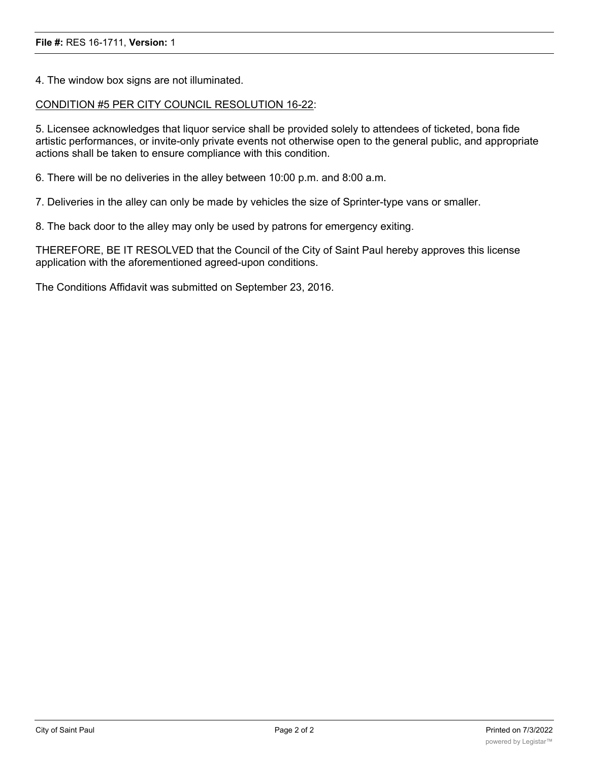4. The window box signs are not illuminated.

<u>CONDITION #5 PER CITY COUNCIL RESOLUTION 16-22</u>:

5. Licensee acknowledges that liquor service shall be provided solely to attendees of ticketed, bona fide artistic performances, or invite-only private events not otherwise open to the general public, and appropriate actions shall be taken to ensure compliance with this condition.

6. There will be no deliveries in the alley between 10:00 p.m. and 8:00 a.m.

7. Deliveries in the alley can only be made by vehicles the size of Sprinter-type vans or smaller.

8. The back door to the alley may only be used by patrons for emergency exiting.

THEREFORE, BE IT RESOLVED that the Council of the City of Saint Paul hereby approves this license application with the aforementioned agreed-upon conditions.

The Conditions Affidavit was submitted on September 23, 2016.